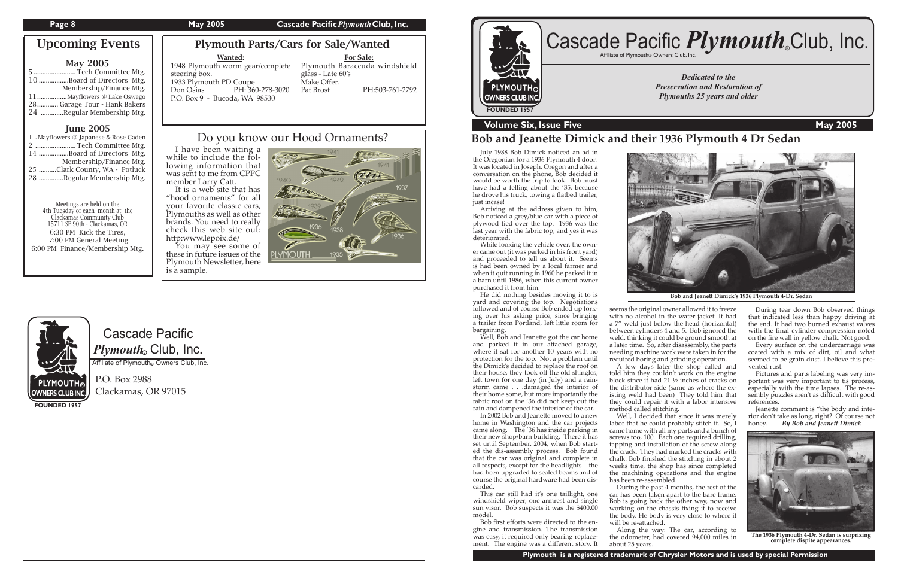## Upcoming Events

### May 2005

- 5 ........................ Tech Committee Mtg.
- 10 .................Board of Directors Mtg. Membership/Finance Mtg.
- 11 .................Mayflowers @ Lake Oswego
- 28............ Garage Tour - Hank Bakers
- 24 .............Regular Membership Mtg.

### June 2005

- 1 . Mayflowers @ Japanese & Rose Gaden
- 2 ....................... Tech Committee Mtg.
- 14 .................Board of Directors Mtg. Membership/Finance Mtg.
- 25 ..........Clark County, WA - Potluck
- 28 ..............Regular Membership Mtg.

Meetings are held on the 4th Tuesday of each month at the Clackamas Community Club 15711 SE 90th - Clackamas, OR
6:30 PM Kick the Tires,
7:00 PM General Meeting
6:00 PM Finance/Membership Mtg.

## Plymouth Parts/Cars for Sale/Wanted

**Wanted:**

1948 Plymouth worm gear/complete steering box.
1933 Plymouth PD Coupe
Don Osias PH: 360-278-3020
P.O. Box 9 - Bucoda, WA 98530

**For Sale:**

Plymouth Baraccuda windshield glass - Late 60's
Make Offer.
Pat Brost PH:503-761-2792

## Do you know our Hood Ornaments?

I have been waiting a while to include the following information that was sent to me from CPPC member Larry Catt.

It is a web site that has "hood ornaments" for all your favorite classic cars, Plymouths as well as other brands. You need to really check this web site out: http:www.lepoix.de/

You may see some of these in future issues of the Plymouth Newsletter, here is a sample.

Cascade Pacific *Plymouth*® Club, Inc.
Affiliate of Plymouth® Owners Club, Inc.
P.O. Box 2988
Clackamas, OR 97015
FOUNDED 1957

---

# Cascade Pacific *Plymouth*® Club, Inc.

Affiliate of Plymouth® Owners Club, Inc.

*Dedicated to the Preservation and Restoration of Plymouths 25 years and older*

FOUNDED 1957

**Volume Six, Issue Five** — **May 2005**

## Bob and Jeanette Dimick and their 1936 Plymouth 4 Dr Sedan

July 1988 Bob Dimick noticed an ad in the Oregonian for a 1936 Plymouth 4 door. It was located in Joseph, Oregon and after a conversation on the phone, Bob decided it would be worth the trip to look. Bob must have had a felling about the '35, because he drove his truck, towing a flatbed trailer, just incase!

Arriving at the address given to him, Bob noticed a grey/blue car with a piece of plywood tied over the top. 1936 was the last year with the fabric top, and yes it was deteriorated.

While looking the vehicle over, the owner came out (it was parked in his front yard) and proceeded to tell us about it. Seems is had been owned by a local farmer and when it quit running in 1960 he parked it in a barn until 1986, when this current owner purchased it from him.

He did nothing besides moving it to is yard and covering the top. Negotiations followed and of course Bob ended up forking over his asking price, since bringing a trailer from Portland, left little room for bargaining.

Well, Bob and Jeanette got the car home and parked it in our attached garage, where it sat for another 10 years with no protection for the top. Not a problem until the Dimick's decided to replace the roof on their house, they took off the old shingles, left town for one day (in July) and a rainstorm came . . .damaged the interior of their home some, but more importantly the fabric roof on the '36 did not keep out the rain and dampened the interior of the car.

In 2002 Bob and Jeanette moved to a new home in Washington and the car projects came along. The '36 has inside parking in their new shop/barn building. There it has set until September, 2004, when Bob started the dis-assembly process. Bob found that the car was original and complete in all respects, except for the headlights – the had been upgraded to sealed beams and of course the original hardware had been discarded.

This car still had it's one taillight, one windshield wiper, one armrest and single sun visor. Bob suspects it was the $400.00 model.

Bob first efforts were directed to the engine and transmission. The transmission was easy, it required only bearing replacement. The engine was a different story. It seems the original owner allowed it to freeze with no alcohol in the water jacket. It had a 7" weld just below the head (horizontal) between cylinders 4 and 5. Bob ignored the weld, thinking it could be ground smooth at a later time. So, after disassembly, the parts needing machine work were taken in for the required boring and grinding operation.

A few days later the shop called and told him they couldn't work on the engine block since it had 21 ½ inches of cracks on the distributor side (same as where the existing weld had been) They told him that they could repair it with a labor intensive method called stitching.

Well, I decided that since it was merely labor that he could probably stitch it. So, I came home with all my parts and a bunch of screws too, 100. Each one required drilling, tapping and installation of the screw along the crack. They had marked the cracks with chalk. Bob finished the stitching in about 2 weeks time, the shop has since completed the machining operations and the engine has been re-assembled.

During the past 4 months, the rest of the car has been taken apart to the bare frame. Bob is going back the other way, now and working on the chassis fixing it to receive the body. He body is very close to where it will be re-attached.

Along the way: The car, according to the odometer, had covered 94,000 miles in about 25 years.

During tear down Bob observed things that indicated less than happy driving at the end. It had two burned exhaust valves with the final cylinder compression noted on the fire wall in yellow chalk. Not good.

Every surface on the undercarriage was coated with a mix of dirt, oil and what seemed to be grain dust. I believe this prevented rust.

Pictures and parts labeling was very important to tis process, especially with the time lapses. The re-assembly puzzles aren't as difficult with good references.

Jeanette comment is "the body and interior don't take as long, right? Of course not honey. ***By Bob and Jeanett Dimick***

**Bob and Jeanett Dimick's 1936 Plymouth 4-Dr. Sedan**

**The 1936 Plymouth 4-Dr. Sedan is surprizing complete dispite appearances.**

**Plymouth is a registered trademark of Chrysler Motors and is used by special Permission**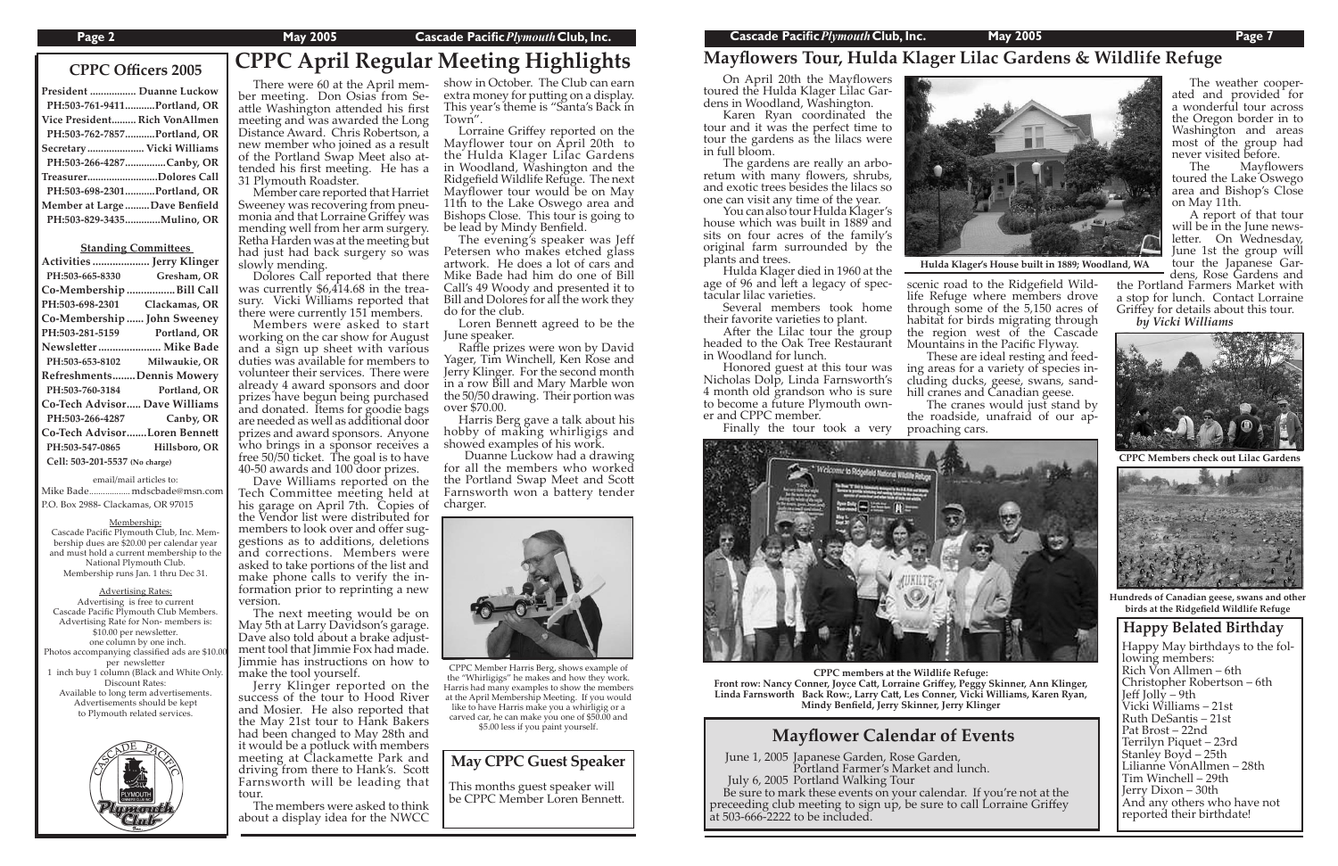## CPPC Officers 2005

**President** ................. Duanne Luckow
PH:503-761-9411...........Portland, OR
**Vice President**......... Rich VonAllmen
PH:503-762-7857...........Portland, OR
**Secretary** ..................... Vicki Williams
PH:503-266-4287..............Canby, OR
**Treasurer**.........................Dolores Call
PH:503-698-2301...........Portland, OR
**Member at Large** .........Dave Benfield
PH:503-829-3435............Mulino, OR

### Standing Committees

**Activities** .................... Jerry Klinger
PH:503-665-8330 Gresham, OR
**Co-Membership** ................. Bill Call
PH:503-698-2301 Clackamas, OR
**Co-Membership** ...... John Sweeney
PH:503-281-5159 Portland, OR
**Newsletter** ...................... Mike Bade
PH:503-653-8102 Milwaukie, OR
**Refreshments**........Dennis Mowery
PH:503-760-3184 Portland, OR
**Co-Tech Advisor**..... Dave Williams
PH:503-266-4287 Canby, OR
**Co-Tech Advisor**.......Loren Bennett
PH:503-547-0865 Hillsboro, OR
**Cell: 503-201-5537** (No charge)

email/mail articles to:
Mike Bade.................. mdscbade@msn.com
P.O. Box 2988- Clackamas, OR 97015

Membership:
Cascade Pacific Plymouth Club, Inc. Membership dues are $20.00 per calendar year and must hold a current membership to the National Plymouth Club. Membership runs Jan. 1 thru Dec 31.

Advertising Rates:
Advertising is free to current Cascade Pacific Plymouth Club Members. Advertising Rate for Non- members is: $10.00 per newsletter. one column by one inch. Photos accompanying classified ads are $10.00 per newsletter
1 inch buy 1 column (Black and White Only. Discount Rates: Available to long term advertisements. Advertisements should be kept to Plymouth related services.

# CPPC April Regular Meeting Highlights

There were 60 at the April member meeting. Don Osias from Seattle Washington attended his first meeting and was awarded the Long Distance Award. Chris Robertson, a new member who joined as a result of the Portland Swap Meet also attended his first meeting. He has a 31 Plymouth Roadster.

Member care reported that Harriet Sweeney was recovering from pneumonia and that Lorraine Griffey was mending well from her arm surgery. Retha Harden was at the meeting but had just had back surgery so was slowly mending.

Dolores Call reported that there was currently $6,414.68 in the treasury. Vicki Williams reported that there were currently 151 members.

Members were asked to start working on the car show for August and a sign up sheet with various duties was available for members to volunteer their services. There were already 4 award sponsors and door prizes have begun being purchased and donated. Items for goodie bags are needed as well as additional door prizes and award sponsors. Anyone who brings in a sponsor receives a free 50/50 ticket. The goal is to have 40-50 awards and 100 door prizes.

Dave Williams reported on the Tech Committee meeting held at his garage on April 7th. Copies of the Vendor list were distributed for members to look over and offer suggestions as to additions, deletions and corrections. Members were asked to take portions of the list and make phone calls to verify the information prior to reprinting a new version.

The next meeting would be on May 5th at Larry Davidson's garage. Dave also told about a brake adjustment tool that Jimmie Fox had made. Jimmie has instructions on how to make the tool yourself.

Jerry Klinger reported on the success of the tour to Hood River and Mosier. He also reported that the May 21st tour to Hank Bakers had been changed to May 28th and it would be a potluck with members meeting at Clackamette Park and driving from there to Hank's. Scott Farnsworth will be leading that tour.

The members were asked to think about a display idea for the NWCC show in October. The Club can earn extra money for putting on a display. This year's theme is "Santa's Back in Town".

Lorraine Griffey reported on the Mayflower tour on April 20th to the Hulda Klager Lilac Gardens in Woodland, Washington and the Ridgefield Wildlife Refuge. The next Mayflower tour would be on May 11th to the Lake Oswego area and Bishops Close. This tour is going to be lead by Mindy Benfield.

The evening's speaker was Jeff Petersen who makes etched glass artwork. He does a lot of cars and Mike Bade had him do one of Bill Call's 49 Woody and presented it to Bill and Dolores for all the work they do for the club.

Loren Bennett agreed to be the June speaker.

Raffle prizes were won by David Yager, Tim Winchell, Ken Rose and Jerry Klinger. For the second month in a row Bill and Mary Marble won the 50/50 drawing. Their portion was over $70.00.

Harris Berg gave a talk about his hobby of making whirligigs and showed examples of his work.

Duanne Luckow had a drawing for all the members who worked the Portland Swap Meet and Scott Farnsworth won a battery tender charger.

CPPC Member Harris Berg, shows example of the "Whirligigs" he makes and how they work. Harris had many examples to show the members at the April Membership Meeting. If you would like to have Harris make you a whirligig or a carved car, he can make you one of $50.00 and $5.00 less if you paint yourself.

## May CPPC Guest Speaker

This months guest speaker will be CPPC Member Loren Bennett.

# Mayflowers Tour, Hulda Klager Lilac Gardens & Wildlife Refuge

On April 20th the Mayflowers toured the Hulda Klager Lilac Gardens in Woodland, Washington.

Karen Ryan coordinated the tour and it was the perfect time to tour the gardens as the lilacs were in full bloom.

The gardens are really an arboretum with many flowers, shrubs, and exotic trees besides the lilacs so one can visit any time of the year.

You can also tour Hulda Klager's house which was built in 1889 and sits on four acres of the family's original farm surrounded by the plants and trees.

Hulda Klager died in 1960 at the age of 96 and left a legacy of spectacular lilac varieties.

Several members took home their favorite varieties to plant.

After the Lilac tour the group headed to the Oak Tree Restaurant in Woodland for lunch.

Honored guest at this tour was Nicholas Dolp, Linda Farnsworth's 4 month old grandson who is sure to become a future Plymouth owner and CPPC member.

Finally the tour took a very scenic road to the Ridgefield Wildlife Refuge where members drove through some of the 5,150 acres of habitat for birds migrating through the region west of the Cascade Mountains in the Pacific Flyway.

These are ideal resting and feeding areas for a variety of species including ducks, geese, swans, sandhill cranes and Canadian geese.

The cranes would just stand by the roadside, unafraid of our approaching cars.

Hulda Klager's House built in 1889; Woodland, WA

The weather cooperated and provided for a wonderful tour across the Oregon border in to Washington and areas most of the group had never visited before.

The Mayflowers toured the Lake Oswego area and Bishop's Close on May 11th.

A report of that tour will be in the June newsletter. On Wednesday, June 1st the group will tour the Japanese Gardens, Rose Gardens and the Portland Farmers Market with a stop for lunch. Contact Lorraine Griffey for details about this tour.

***by Vicki Williams***

CPPC Members check out Lilac Gardens

Hundreds of Canadian geese, swans and other birds at the Ridgefield Wildlife Refuge

**CPPC members at the Wildlife Refuge:**
**Front row: Nancy Conner, Joyce Catt, Lorraine Griffey, Peggy Skinner, Ann Klinger, Linda Farnsworth Back Row:, Larry Catt, Les Conner, Vicki Williams, Karen Ryan, Mindy Benfield, Jerry Skinner, Jerry Klinger**

## Mayflower Calendar of Events

June 1, 2005 Japanese Garden, Rose Garden, Portland Farmer's Market and lunch.
July 6, 2005 Portland Walking Tour

Be sure to mark these events on your calendar. If you're not at the preceeding club meeting to sign up, be sure to call Lorraine Griffey at 503-666-2222 to be included.

## Happy Belated Birthday

Happy May birthdays to the following members:
Rich Von Allmen – 6th
Christopher Robertson – 6th
Jeff Jolly – 9th
Vicki Williams – 21st
Ruth DeSantis – 21st
Pat Brost – 22nd
Terrilyn Piquet – 23rd
Stanley Boyd – 25th
Lilianne VonAllmen – 28th
Tim Winchell – 29th
Jerry Dixon – 30th
And any others who have not reported their birthdate!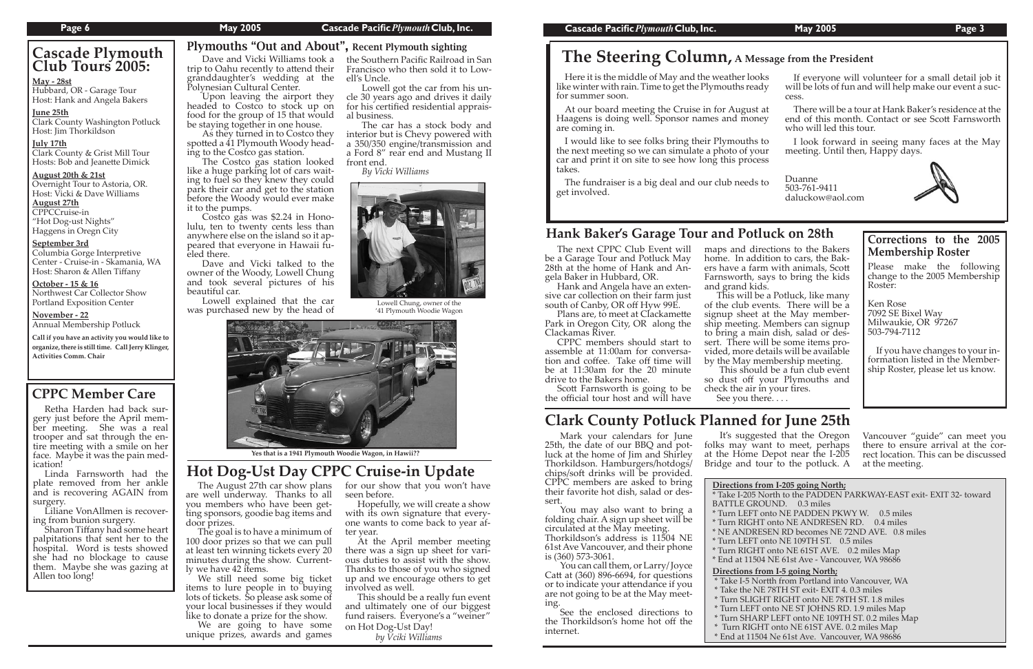# Cascade Plymouth Club Tours 2005:

**May - 28st**
Hubbard, OR - Garage Tour
Host: Hank and Angela Bakers

**June 25th**
Clark County Washington Potluck
Host: Jim Thorkildson

**July 17th**
Clark County & Grist Mill Tour
Hosts: Bob and Jeanette Dimick

**August 20th & 21st**
Overnight Tour to Astoria, OR.
Host: Vicki & Dave Williams

**August 27th**
CPPCCruise-in
"Hot Dog-ust Nights"
Haggens in Oregn City

**September 3rd**
Columbia Gorge Interpretive Center - Cruise-in - Skamania, WA
Host: Sharon & Allen Tiffany

**October - 15 & 16**
Northwest Car Collector Show
Portland Exposition Center

**November - 22**
Annual Membership Potluck

**Call if you have an activity you would like to organize, there is still time. Call Jerry Klinger, Activities Comm. Chair**

## CPPC Member Care

Retha Harden had back surgery just before the April member meeting. She was a real trooper and sat through the entire meeting with a smile on her face. Maybe it was the pain medication!

Linda Farnsworth had the plate removed from her ankle and is recovering AGAIN from surgery.

Liliane VonAllmen is recovering from bunion surgery.

Sharon Tiffany had some heart palpitations that sent her to the hospital. Word is tests showed she had no blockage to cause them. Maybe she was gazing at Allen too long!

## Plymouths "Out and About", Recent Plymouth sighting

Dave and Vicki Williams took a trip to Oahu recently to attend their granddaughter's wedding at the Polynesian Cultural Center.

Upon leaving the airport they headed to Costco to stock up on food for the group of 15 that would be staying together in one house.

As they turned in to Costco they spotted a 41 Plymouth Woody heading to the Costco gas station.

The Costco gas station looked like a huge parking lot of cars waiting to fuel so they knew they could park their car and get to the station before the Woody would ever make it to the pumps.

Costco gas was $2.24 in Honolulu, ten to twenty cents less than anywhere else on the island so it appeared that everyone in Hawaii fueled there.

Dave and Vicki talked to the owner of the Woody, Lowell Chung and took several pictures of his beautiful car.

Lowell explained that the car was purchased new by the head of the Southern Pacific Railroad in San Francisco who then sold it to Lowell's Uncle.

Lowell got the car from his uncle 30 years ago and drives it daily for his certified residential appraisal business.

The car has a stock body and interior but is Chevy powered with a 350/350 engine/transmission and a Ford 8" rear end and Mustang II front end.

*By Vicki Williams*

Lowell Chung, owner of the '41 Plymouth Woodie Wagon

**Yes that is a 1941 Plymouth Woodie Wagon, in Hawii??**

## Hot Dog-Ust Day CPPC Cruise-in Update

The August 27th car show plans are well underway. Thanks to all you members who have been getting sponsors, goodie bag items and door prizes.

The goal is to have a minimum of 100 door prizes so that we can pull at least ten winning tickets every 20 minutes during the show. Currently we have 42 items.

We still need some big ticket items to lure people in to buying lots of tickets. So please ask some of your local businesses if they would like to donate a prize for the show.

We are going to have some unique prizes, awards and games for our show that you won't have seen before.

Hopefully, we will create a show with its own signature that everyone wants to come back to year after year.

At the April member meeting there was a sign up sheet for various duties to assist with the show. Thanks to those of you who signed up and we encourage others to get involved as well.

This should be a really fun event and ultimately one of our biggest fund raisers. Everyone's a "weiner" on Hot Dog-Ust Day!

*by Vciki Williams*

# The Steering Column, A Message from the President

Here it is the middle of May and the weather looks like winter with rain. Time to get the Plymouths ready for summer soon.

At our board meeting the Cruise in for August at Haagens is doing well. Sponsor names and money are coming in.

I would like to see folks bring their Plymouths to the next meeting so we can simulate a photo of your car and print it on site to see how long this process takes.

The fundraiser is a big deal and our club needs to get involved.

If everyone will volunteer for a small detail job it will be lots of fun and will help make our event a success.

There will be a tour at Hank Baker's residence at the end of this month. Contact or see Scott Farnsworth who will led this tour.

I look forward in seeing many faces at the May meeting. Until then, Happy days.

Duanne
503-761-9411
daluckow@aol.com

## Hank Baker's Garage Tour and Potluck on 28th

The next CPPC Club Event will be a Garage Tour and Potluck May 28th at the home of Hank and Angela Baker in Hubbard, OR.

Hank and Angela have an extensive car collection on their farm just south of Canby, OR off Hyw 99E.

Plans are, to meet at Clackamette Park in Oregon City, OR along the Clackamas River.

CPPC members should start to assemble at 11:00am for conversation and coffee. Take off time will be at 11:30am for the 20 minute drive to the Bakers home.

Scott Farnsworth is going to be the official tour host and will have maps and directions to the Bakers home. In addition to cars, the Bakers have a farm with animals, Scott Farnsworth, says to bring the kids and grand kids.

This will be a Potluck, like many of the club events. There will be a signup sheet at the May membership meeting. Members can signup to bring a main dish, salad or desert. There will be some items provided, more details will be available by the May membership meeting.

This should be a fun club event so dust off your Plymouths and check the air in your tires.

See you there. . . .

## Corrections to the 2005 Membership Roster

Please make the following change to the 2005 Membership Roster:

Ken Rose
7092 SE Bixel Way
Milwaukie, OR 97267
503-794-7112

If you have changes to your information listed in the Membership Roster, please let us know.

## Clark County Potluck Planned for June 25th

Mark your calendars for June 25th, the date of our BBQ and potluck at the home of Jim and Shirley Thorkildson. Hamburgers/hotdogs/chips/soft drinks will be provided. CPPC members are asked to bring their favorite hot dish, salad or dessert.

You may also want to bring a folding chair. A sign up sheet will be circulated at the May meeting. Thorkildson's address is 11504 NE 61st Ave Vancouver, and their phone is (360) 573-3061.

You can call them, or Larry/Joyce Catt at (360) 896-6694, for questions or to indicate your attendance if you are not going to be at the May meeting.

See the enclosed directions to the Thorkildson's home hot off the internet.

It's suggested that the Oregon folks may want to meet, perhaps at the Home Depot near the I-205 Bridge and tour to the potluck. A Vancouver "guide" can meet you there to ensure arrival at the correct location. This can be discussed at the meeting.

**Directions from I-205 going North;**

* Take I-205 North to the PADDEN PARKWAY-EAST exit- EXIT 32- toward BATTLE GROUND. 0.3 miles
* Turn LEFT onto NE PADDEN PKWY W. 0.5 miles
* Turn RIGHT onto NE ANDRESEN RD. 0.4 miles
* NE ANDRESEN RD becomes NE 72ND AVE. 0.8 miles
* Turn LEFT onto NE 109TH ST. 0.5 miles
* Turn RIGHT onto NE 61ST AVE. 0.2 miles Map
* End at 11504 NE 61st Ave - Vancouver, WA 98686

**Directions from I-5 going North;**

* Take I-5 Nortth from Portland into Vancouver, WA
* Take the NE 78TH ST exit- EXIT 4. 0.3 miles
* Turn SLIGHT RIGHT onto NE 78TH ST. 1.8 miles
* Turn LEFT onto NE ST JOHNS RD. 1.9 miles Map
* Turn SHARP LEFT onto NE 109TH ST. 0.2 miles Map
* Turn RIGHT onto NE 61ST AVE. 0.2 miles Map
* End at 11504 Ne 61st Ave. Vancouver, WA 98686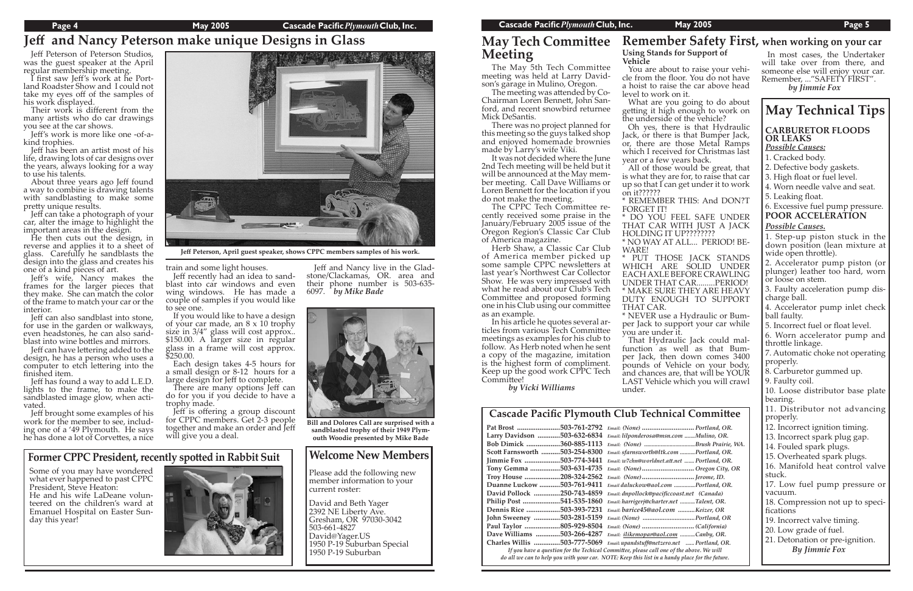# Jeff and Nancy Peterson make unique Designs in Glass

Jeff Peterson of Peterson Studios, was the guest speaker at the April regular membership meeting.

I first saw Jeff's work at he Portland Roadster Show and I could not take my eyes off of the samples of his work displayed.

Their work is different from the many artists who do car drawings you see at the car shows.

Jeff's work is more like one -of-a-kind trophies.

Jeff has been an artist most of his life, drawing lots of car designs over the years, always looking for a way to use his talents.

About three years ago Jeff found a way to combine is drawing talents with sandblasting to make some pretty unique results.

Jeff can take a photograph of your car, alter the image to highlight the important areas in the design.

He then cuts out the design, in reverse and applies it to a sheet of glass. Carefully he sandblasts the design into the glass and creates his one of a kind pieces of art.

Jeff's wife, Nancy makes the frames for the larger pieces that they make. She can match the color of the frame to match your car or the interior.

Jeff can also sandblast into stone, for use in the garden or walkways, even headstones, he can also sandblast into wine bottles and mirrors.

Jeff can have lettering added to the design, he has a person who uses a computer to etch lettering into the finished item.

Jeff has found a way to add L.E.D. lights to the frame, to make the sandblasted image glow, when activated.

Jeff brought some examples of his work for the member to see, including one of a '49 Plymouth. He says he has done a lot of Corvettes, a nice train and some light houses.

Jeff recently had an idea to sandblast into car windows and even wing windows. He has made a couple of samples if you would like to see one.

If you would like to have a design of your car made, an 8 x 10 trophy size in 3/4" glass will cost approx.. $150.00. A larger size in regular glass in a frame will cost approx. $250.00.

Each design takes 4-5 hours for a small design or 8-12 hours for a large design for Jeff to complete.

There are many options Jeff can do for you if you decide to have a trophy made.

Jeff is offering a group discount for CPPC members. Get 2-3 people together and make an order and Jeff will give you a deal.

Jeff and Nancy live in the Gladstone/Clackamas, OR. area and their phone number is 503-635-6097. *by Mike Bade*

Jeff Peterson, April guest speaker, shows CPPC members samples of his work.

Bill and Dolores Call are surprised with a sandblasted trophy of their 1949 Plymouth Woodie presented by Mike Bade

## Former CPPC President, recently spotted in Rabbit Suit

Some of you may have wondered what ever happened to past CPPC President, Steve Heaton:
He and his wife LaDeane volunteered on the children's ward at Emanuel Hospital on Easter Sunday this year!

## Welcome New Members

Please add the following new member information to your current roster:

David and Beth Yager
2392 NE Liberty Ave.
Gresham, OR 97030-3042
503-661-4827
David@Yager.US
1950 P-19 Suburban Special
1950 P-19 Suburban

# May Tech Committee Meeting

The May 5th Tech Committee meeting was held at Larry Davidson's garage in Mulino, Oregon.

The meeting was attended by Co-Chairman Loren Bennett, John Sanford, and recent snowbird returnee Mick DeSantis.

There was no project planned for this meeting so the guys talked shop and enjoyed homemade brownies made by Larry's wife Viki.

It was not decided where the June 2nd Tech meeting will be held but it will be announced at the May member meeting. Call Dave Williams or Loren Bennett for the location if you do not make the meeting.

The CPPC Tech Committee recently received some praise in the January/February 2005 issue of the Oregon Region's Classic Car Club of America magazine.

Herb Shaw, a Classic Car Club of America member picked up some sample CPPC newsletters at last year's Northwest Car Collector Show. He was very impressed with what he read about our Club's Tech Committee and proposed forming one in his Club using our committee as an example.

In his article he quotes several articles from various Tech Committee meetings as examples for his club to follow. As Herb noted when he sent a copy of the magazine, imitation is the highest form of compliment. Keep up the good work CPPC Tech Committee!

*by Vicki Williams*

# Remember Safety First, when working on your car

**Using Stands for Support of Vehicle**

You are about to raise your vehicle from the floor. You do not have a hoist to raise the car above head level to work on it.

What are you going to do about getting it high enough to work on the underside of the vehicle?

Oh yes, there is that Hydraulic Jack, or there is that Bumper Jack, or, there are those Metal Ramps which I received for Christmas last year or a few years back.

All of those would be great, that is what they are for, to raise that car up so that I can get under it to work on it??????

* REMEMBER THIS: And DON?T FORGET IT!
* DO YOU FEEL SAFE UNDER THAT CAR WITH JUST A JACK HOLDING IT UP????????
* NO WAY AT ALL... PERIOD! BEWARE!
* PUT THOSE JACK STANDS WHICH ARE SOLID UNDER EACH AXLE BEFORE CRAWLING UNDER THAT CAR.........PERIOD!
* MAKE SURE THEY ARE HEAVY DUTY ENOUGH TO SUPPORT THAT CAR.
* NEVER use a Hydraulic or Bumper Jack to support your car while you are under it.

That Hydraulic Jack could malfunction as well as that Bumper Jack, then down comes 3400 pounds of Vehicle on your body, and chances are, that will be YOUR LAST Vehicle which you will crawl under.

In most cases, the Undertaker will take over from there, and someone else will enjoy your car. Remember, ..."SAFETY FIRST".
*by Jimmie Fox*

## Cascade Pacific Plymouth Club Technical Committee

| | | | |
|---|---|---|---|
| Pat Brost | 503-761-2792 | Email: (None) | Portland, OR. |
| Larry Davidson | 503-632-6834 | Email: lilponderosa@msn.com | Mulino, OR. |
| Bob Dimick | 360-885-1113 | Email: (None) | Brush Prairie, WA. |
| Scott Farnsworth | 503-254-8300 | Email: sfarnsworth@ltk.com | Portland, OR. |
| Jimmie Fox | 503-774-3441 | Email: w7chm@worldnet.att.net | Portland, OR. |
| Tony Gemma | 503-631-4735 | Email: (None) | Oregon City, OR |
| Troy House | 208-324-2562 | Email: (None) | Jerome, ID. |
| Duanne Luckow | 503-761-9411 | Email: daluckow@aol.com | Portland, OR. |
| David Pollock | 250-743-4859 | Email: dnpollock@pacificcoast.net | (Canada) |
| Philip Post | 541-535-1860 | Email: harrigerj@charter.net | Talent, OR. |
| Dennis Rice | 503-393-7231 | Email: barice45@aol.com | Keizer, OR |
| John Sweeney | 503-281-5159 | Email: (None) | Portland, OR |
| Paul Taylor | 805-929-8504 | Email: (None) | (California) |
| Dave Williams | 503-266-4287 | Email: ilikemopar@aol.com | Canby, OR. |
| Charles Willis | 503-777-5069 | Email: upandstuff@netzero.net | Portland, OR. |

*If you have a question for the Techical Committee, please call one of the above. We will do all we can to help you with your car. NOTE: Keep this list in a handy place for the future.*

# May Technical Tips

### CARBURETOR FLOODS OR LEAKS

***Possible Causes:***

1. Cracked body.
2. Defective body gaskets.
3. High float or fuel level.
4. Worn needle valve and seat.
5. Leaking float.
6. Excessive fuel pump pressure.

### POOR ACCELERATION

***Possible Causes.***

1. Step-up piston stuck in the down position (lean mixture at wide open throttle).
2. Accelerator pump piston (or plunger) leather too hard, worn or loose on stem.
3. Faulty acceleration pump discharge ball.
4. Accelerator pump inlet check ball faulty.
5. Incorrect fuel or float level.
6. Worn accelerator pump and throttle linkage.
7. Automatic choke not operating properly.
8. Carburetor gummed up.
9. Faulty coil.
10. Loose distributor base plate bearing.
11. Distributor not advancing properly.
12. Incorrect ignition timing.
13. Incorrect spark plug gap.
14. Fouled spark plugs.
15. Overheated spark plugs.
16. Manifold heat control valve stuck.
17. Low fuel pump pressure or vacuum.
18. Compression not up to specifications
19. Incorrect valve timing.
20. Low grade of fuel.
21. Detonation or pre-ignition.

*By Jimmie Fox*